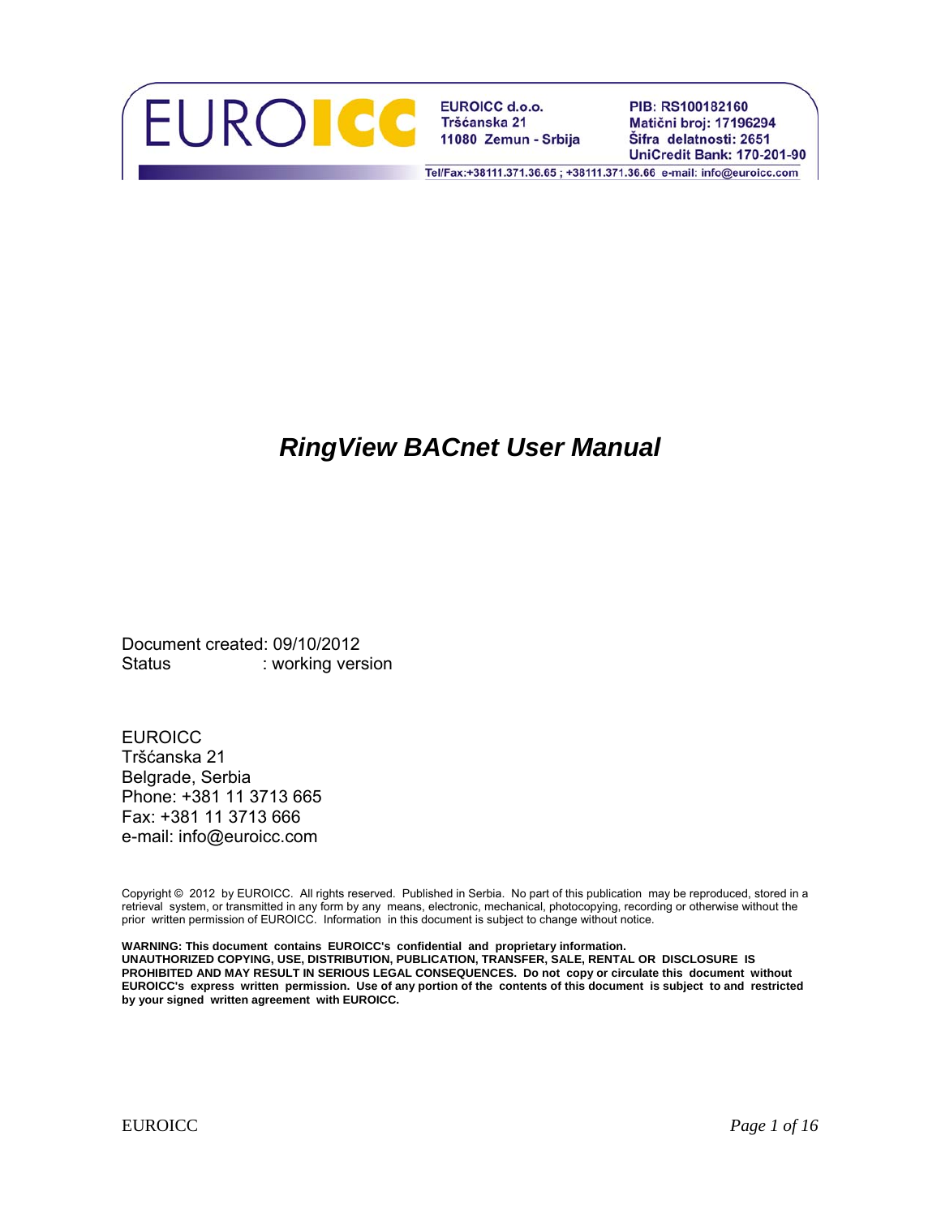EUROICC d.o.o.
Tršćanska 21
11080 Zemun - Srbija

PIB: RS100182160
Matični broj: 17196294
Šifra delatnosti: 2651
UniCredit Bank: 170-201-90

Tel/Fax:+38111.371.36.65 ; +38111.371.36.66 e-mail: info@euroicc.com

# *RingView BACnet User Manual*

Document created: 09/10/2012
Status : working version

EUROICC
Tršćanska 21
Belgrade, Serbia
Phone: +381 11 3713 665
Fax: +381 11 3713 666
e-mail: info@euroicc.com

Copyright © 2012 by EUROICC. All rights reserved. Published in Serbia. No part of this publication may be reproduced, stored in a retrieval system, or transmitted in any form by any means, electronic, mechanical, photocopying, recording or otherwise without the prior written permission of EUROICC. Information in this document is subject to change without notice.

**WARNING: This document contains EUROICC's confidential and proprietary information. UNAUTHORIZED COPYING, USE, DISTRIBUTION, PUBLICATION, TRANSFER, SALE, RENTAL OR DISCLOSURE IS PROHIBITED AND MAY RESULT IN SERIOUS LEGAL CONSEQUENCES. Do not copy or circulate this document without EUROICC's express written permission. Use of any portion of the contents of this document is subject to and restricted by your signed written agreement with EUROICC.**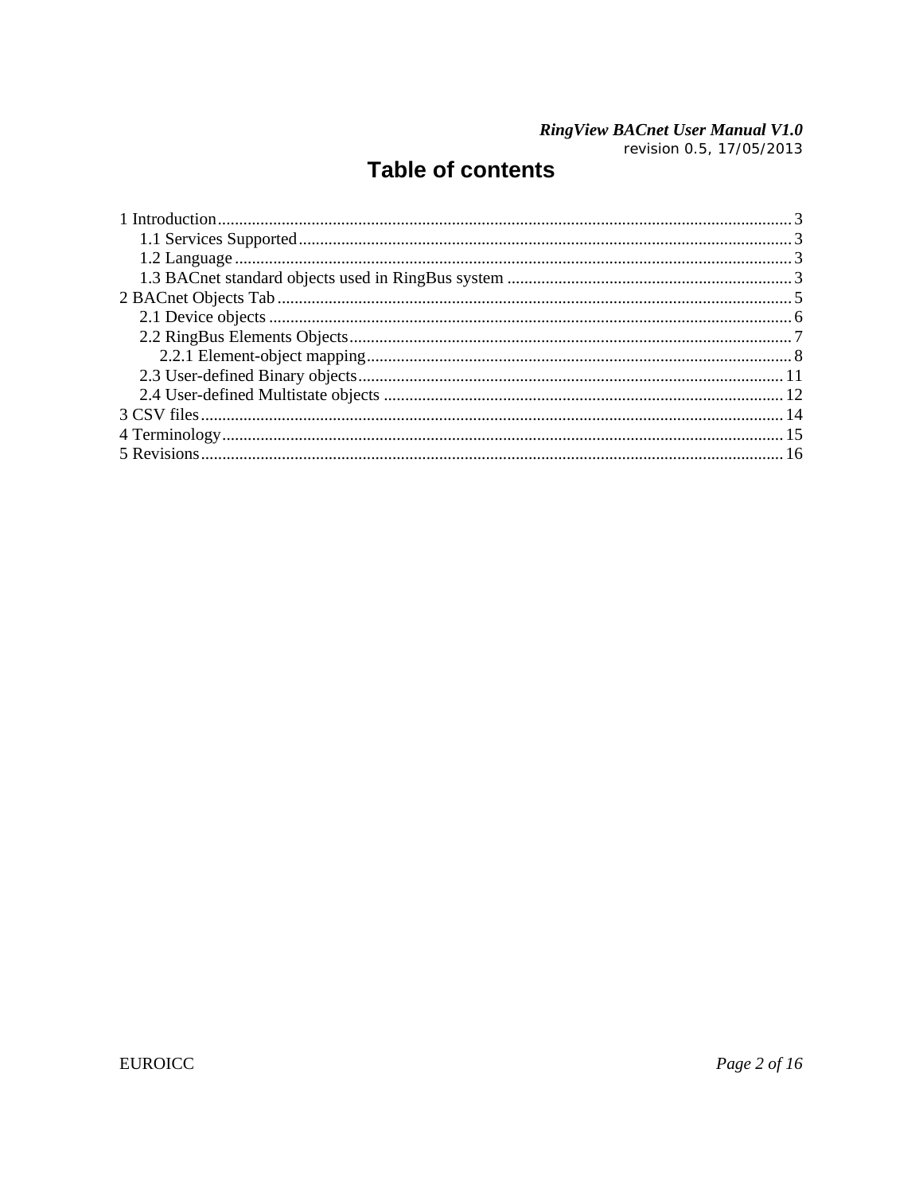# Table of contents

1 Introduction ... 3
- 1.1 Services Supported ... 3
- 1.2 Language ... 3
- 1.3 BACnet standard objects used in RingBus system ... 3

2 BACnet Objects Tab ... 5
- 2.1 Device objects ... 6
- 2.2 RingBus Elements Objects ... 7
  - 2.2.1 Element-object mapping ... 8
- 2.3 User-defined Binary objects ... 11
- 2.4 User-defined Multistate objects ... 12

3 CSV files ... 14

4 Terminology ... 15

5 Revisions ... 16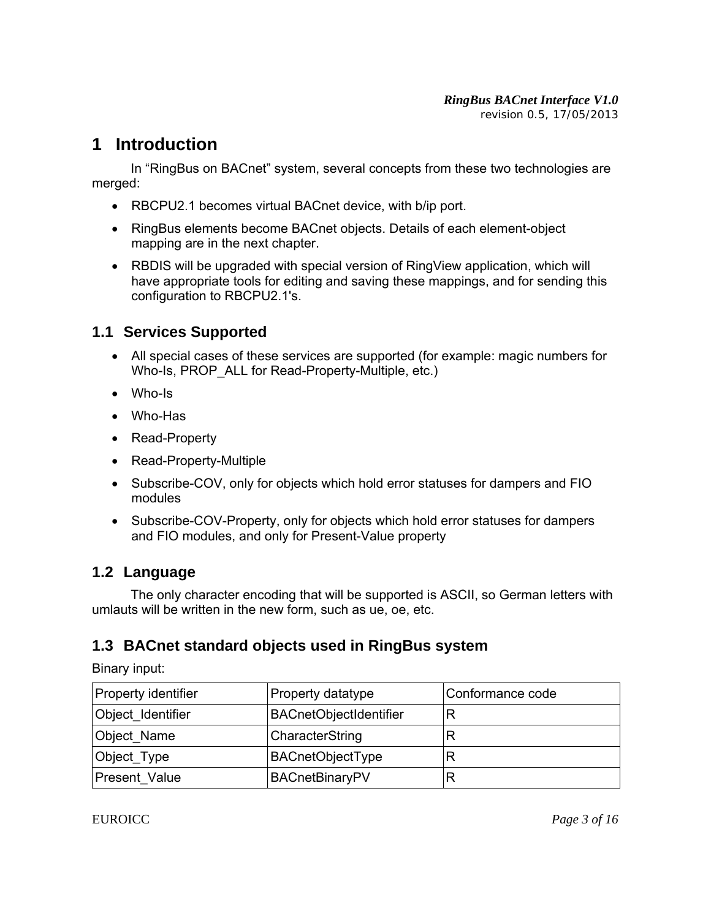# 1 Introduction

In “RingBus on BACnet” system, several concepts from these two technologies are merged:

- RBCPU2.1 becomes virtual BACnet device, with b/ip port.
- RingBus elements become BACnet objects. Details of each element-object mapping are in the next chapter.
- RBDIS will be upgraded with special version of RingView application, which will have appropriate tools for editing and saving these mappings, and for sending this configuration to RBCPU2.1's.

## 1.1 Services Supported

- All special cases of these services are supported (for example: magic numbers for Who-Is, PROP_ALL for Read-Property-Multiple, etc.)
- Who-Is
- Who-Has
- Read-Property
- Read-Property-Multiple
- Subscribe-COV, only for objects which hold error statuses for dampers and FIO modules
- Subscribe-COV-Property, only for objects which hold error statuses for dampers and FIO modules, and only for Present-Value property

## 1.2 Language

The only character encoding that will be supported is ASCII, so German letters with umlauts will be written in the new form, such as ue, oe, etc.

## 1.3 BACnet standard objects used in RingBus system

Binary input:

| Property identifier | Property datatype | Conformance code |
|---|---|---|
| Object_Identifier | BACnetObjectIdentifier | R |
| Object_Name | CharacterString | R |
| Object_Type | BACnetObjectType | R |
| Present_Value | BACnetBinaryPV | R |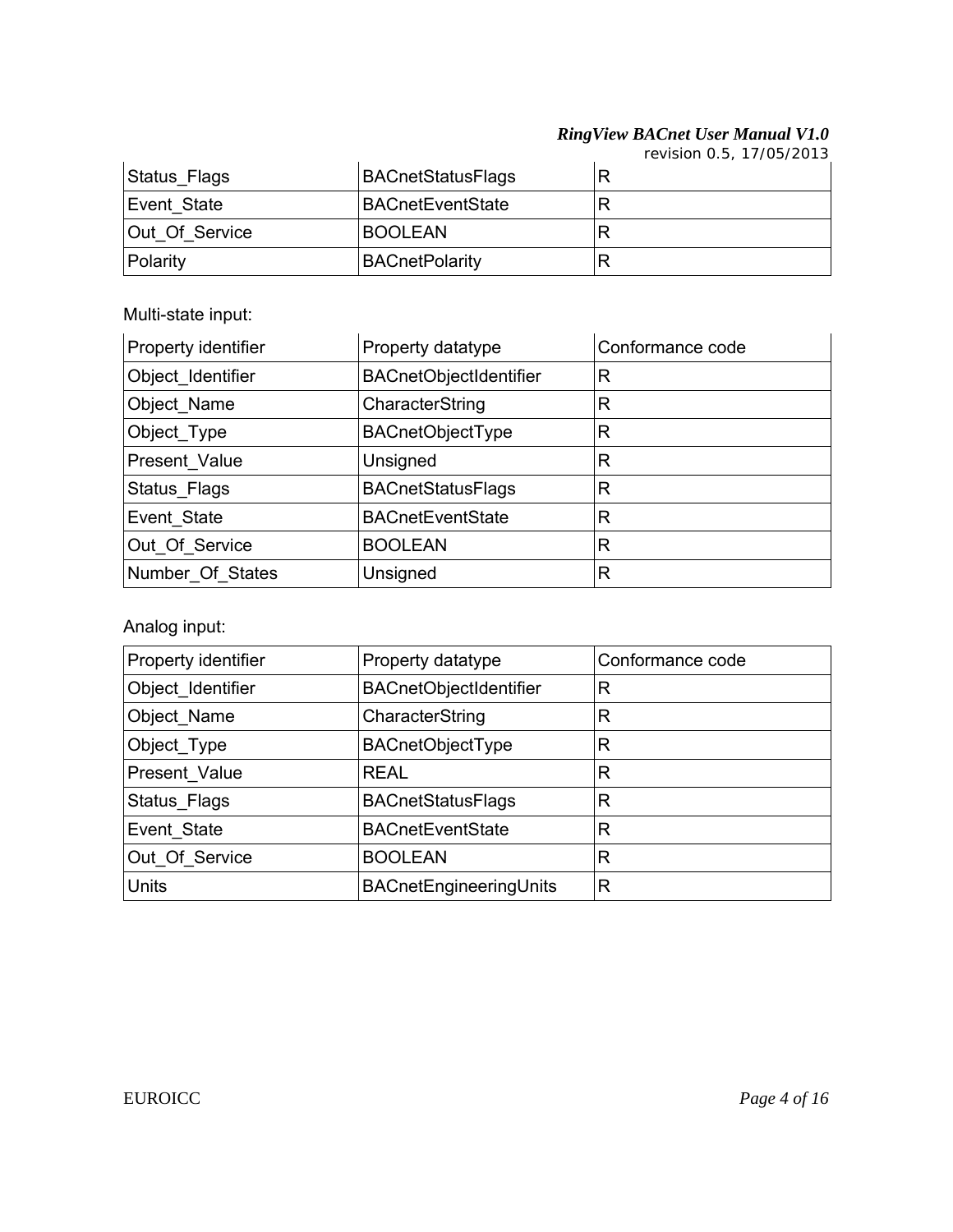| | | |
|---|---|---|
| Status_Flags | BACnetStatusFlags | R |
| Event_State | BACnetEventState | R |
| Out_Of_Service | BOOLEAN | R |
| Polarity | BACnetPolarity | R |

Multi-state input:

| Property identifier | Property datatype | Conformance code |
|---|---|---|
| Object_Identifier | BACnetObjectIdentifier | R |
| Object_Name | CharacterString | R |
| Object_Type | BACnetObjectType | R |
| Present_Value | Unsigned | R |
| Status_Flags | BACnetStatusFlags | R |
| Event_State | BACnetEventState | R |
| Out_Of_Service | BOOLEAN | R |
| Number_Of_States | Unsigned | R |

Analog input:

| Property identifier | Property datatype | Conformance code |
|---|---|---|
| Object_Identifier | BACnetObjectIdentifier | R |
| Object_Name | CharacterString | R |
| Object_Type | BACnetObjectType | R |
| Present_Value | REAL | R |
| Status_Flags | BACnetStatusFlags | R |
| Event_State | BACnetEventState | R |
| Out_Of_Service | BOOLEAN | R |
| Units | BACnetEngineeringUnits | R |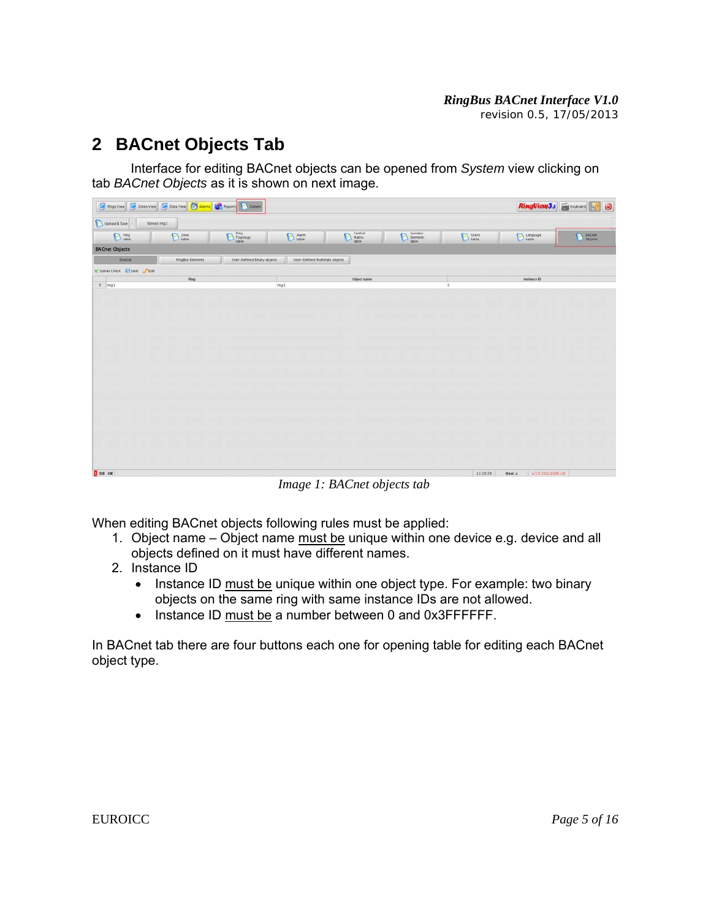## 2 BACnet Objects Tab

Interface for editing BACnet objects can be opened from *System* view clicking on tab *BACnet Objects* as it is shown on next image.

*Image 1: BACnet objects tab*

When editing BACnet objects following rules must be applied:

1. Object name – Object name <u>must be</u> unique within one device e.g. device and all objects defined on it must have different names.
2. Instance ID
   - Instance ID <u>must be</u> unique within one object type. For example: two binary objects on the same ring with same instance IDs are not allowed.
   - Instance ID <u>must be</u> a number between 0 and 0x3FFFFFF.

In BACnet tab there are four buttons each one for opening table for editing each BACnet object type.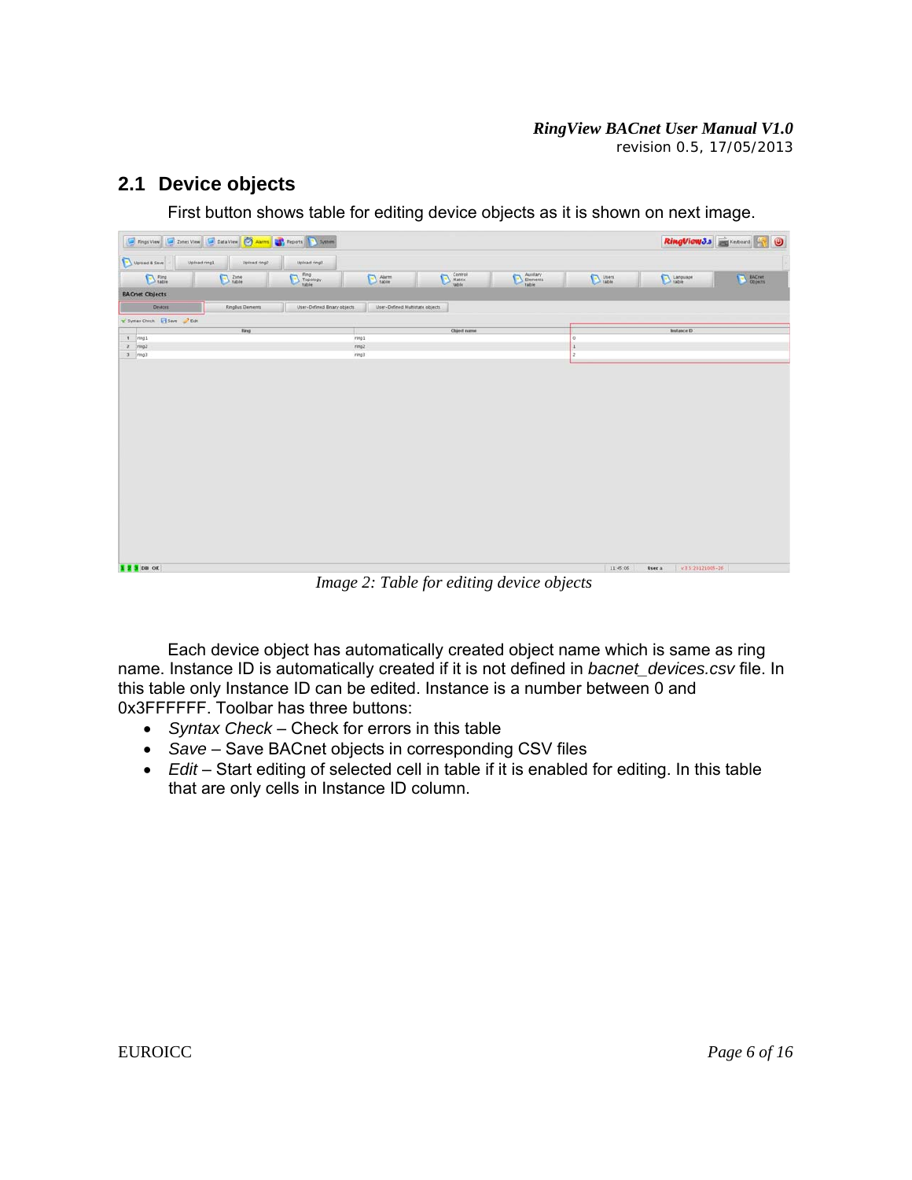## 2.1 Device objects

First button shows table for editing device objects as it is shown on next image.

*Image 2: Table for editing device objects*

Each device object has automatically created object name which is same as ring name. Instance ID is automatically created if it is not defined in *bacnet_devices.csv* file. In this table only Instance ID can be edited. Instance is a number between 0 and 0x3FFFFFF. Toolbar has three buttons:

- *Syntax Check* – Check for errors in this table
- *Save* – Save BACnet objects in corresponding CSV files
- *Edit* – Start editing of selected cell in table if it is enabled for editing. In this table that are only cells in Instance ID column.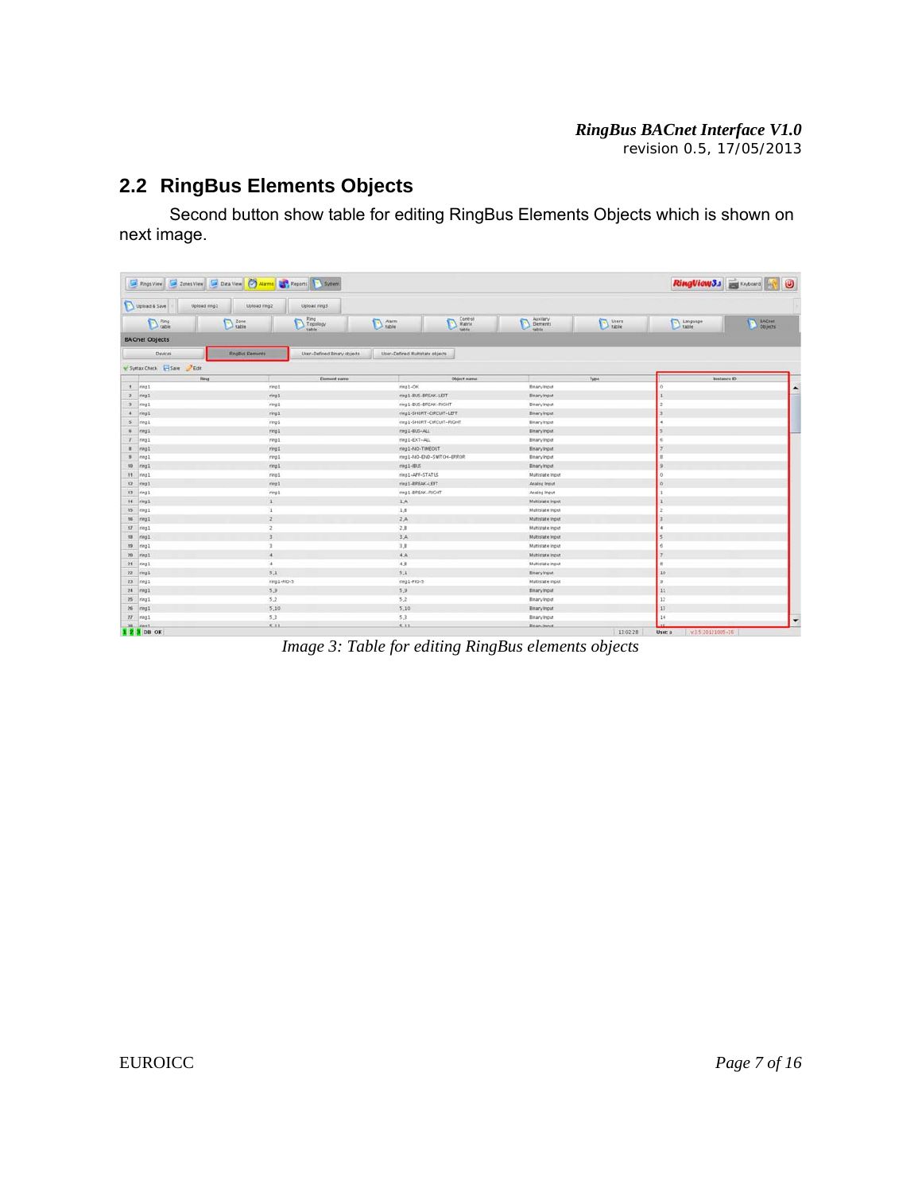## 2.2 RingBus Elements Objects

Second button show table for editing RingBus Elements Objects which is shown on next image.

*Image 3: Table for editing RingBus elements objects*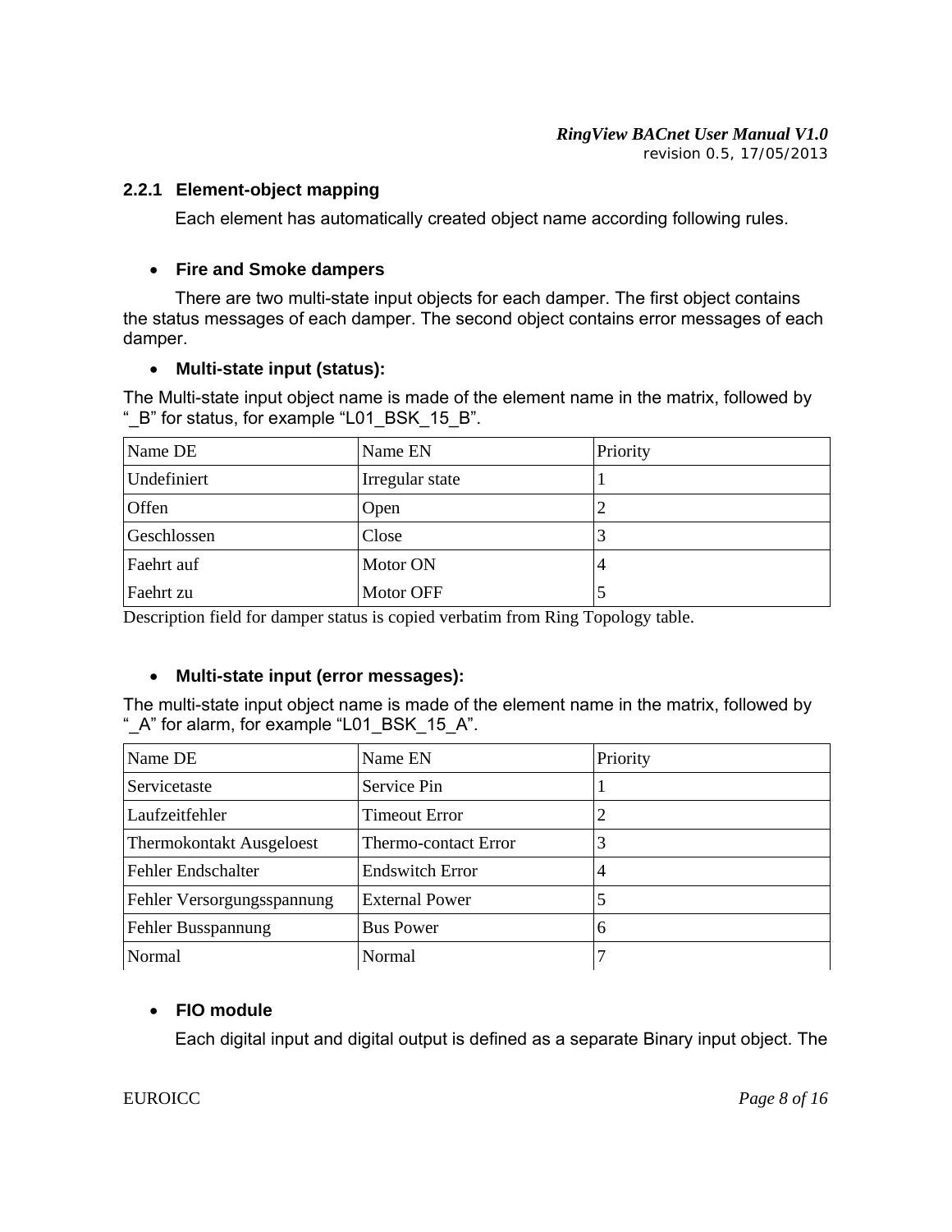### 2.2.1 Element-object mapping

Each element has automatically created object name according following rules.

- **Fire and Smoke dampers**

There are two multi-state input objects for each damper. The first object contains the status messages of each damper. The second object contains error messages of each damper.

- **Multi-state input (status):**

The Multi-state input object name is made of the element name in the matrix, followed by "_B" for status, for example "L01_BSK_15_B".

| Name DE | Name EN | Priority |
|---|---|---|
| Undefiniert | Irregular state | 1 |
| Offen | Open | 2 |
| Geschlossen | Close | 3 |
| Faehrt auf | Motor ON | 4 |
| Faehrt zu | Motor OFF | 5 |

Description field for damper status is copied verbatim from Ring Topology table.

- **Multi-state input (error messages):**

The multi-state input object name is made of the element name in the matrix, followed by "_A" for alarm, for example "L01_BSK_15_A".

| Name DE | Name EN | Priority |
|---|---|---|
| Servicetaste | Service Pin | 1 |
| Laufzeitfehler | Timeout Error | 2 |
| Thermokontakt Ausgeloest | Thermo-contact Error | 3 |
| Fehler Endschalter | Endswitch Error | 4 |
| Fehler Versorgungsspannung | External Power | 5 |
| Fehler Busspannung | Bus Power | 6 |
| Normal | Normal | 7 |

- **FIO module**

Each digital input and digital output is defined as a separate Binary input object. The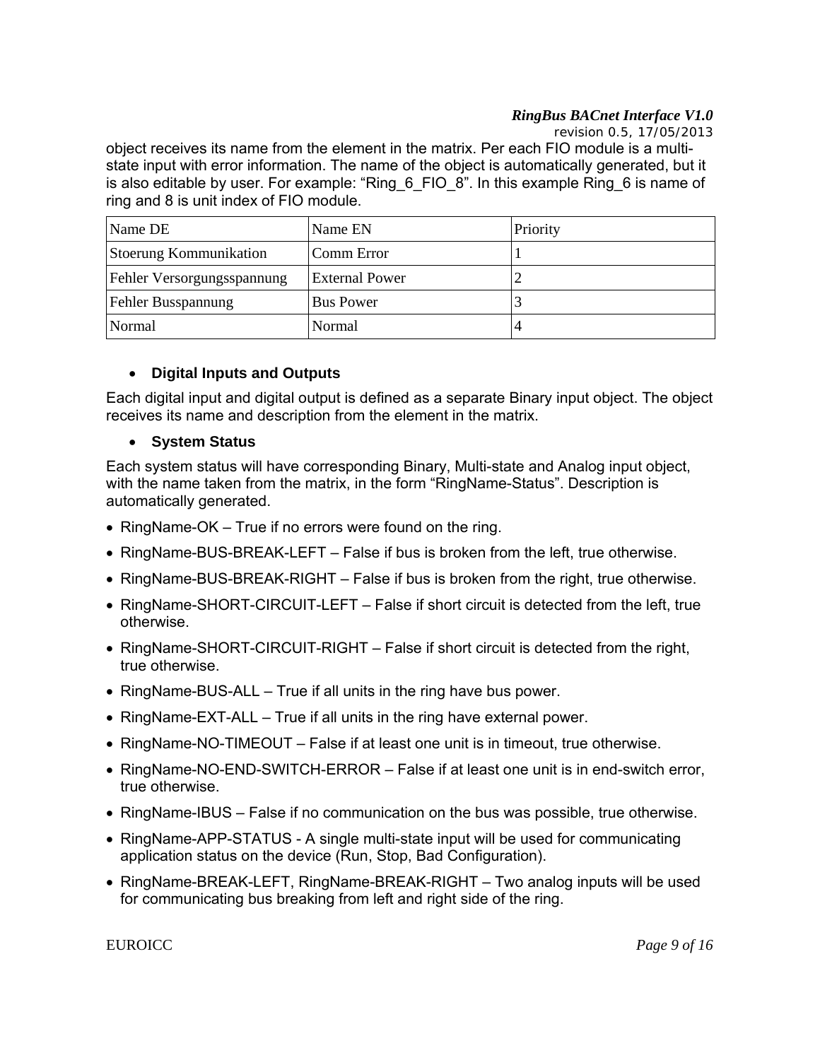object receives its name from the element in the matrix. Per each FIO module is a multi-state input with error information. The name of the object is automatically generated, but it is also editable by user. For example: "Ring_6_FIO_8". In this example Ring_6 is name of ring and 8 is unit index of FIO module.

| Name DE | Name EN | Priority |
|---|---|---|
| Stoerung Kommunikation | Comm Error | 1 |
| Fehler Versorgungsspannung | External Power | 2 |
| Fehler Busspannung | Bus Power | 3 |
| Normal | Normal | 4 |

- **Digital Inputs and Outputs**

Each digital input and digital output is defined as a separate Binary input object. The object receives its name and description from the element in the matrix.

- **System Status**

Each system status will have corresponding Binary, Multi-state and Analog input object, with the name taken from the matrix, in the form "RingName-Status". Description is automatically generated.

- RingName-OK – True if no errors were found on the ring.
- RingName-BUS-BREAK-LEFT – False if bus is broken from the left, true otherwise.
- RingName-BUS-BREAK-RIGHT – False if bus is broken from the right, true otherwise.
- RingName-SHORT-CIRCUIT-LEFT – False if short circuit is detected from the left, true otherwise.
- RingName-SHORT-CIRCUIT-RIGHT – False if short circuit is detected from the right, true otherwise.
- RingName-BUS-ALL – True if all units in the ring have bus power.
- RingName-EXT-ALL – True if all units in the ring have external power.
- RingName-NO-TIMEOUT – False if at least one unit is in timeout, true otherwise.
- RingName-NO-END-SWITCH-ERROR – False if at least one unit is in end-switch error, true otherwise.
- RingName-IBUS – False if no communication on the bus was possible, true otherwise.
- RingName-APP-STATUS - A single multi-state input will be used for communicating application status on the device (Run, Stop, Bad Configuration).
- RingName-BREAK-LEFT, RingName-BREAK-RIGHT – Two analog inputs will be used for communicating bus breaking from left and right side of the ring.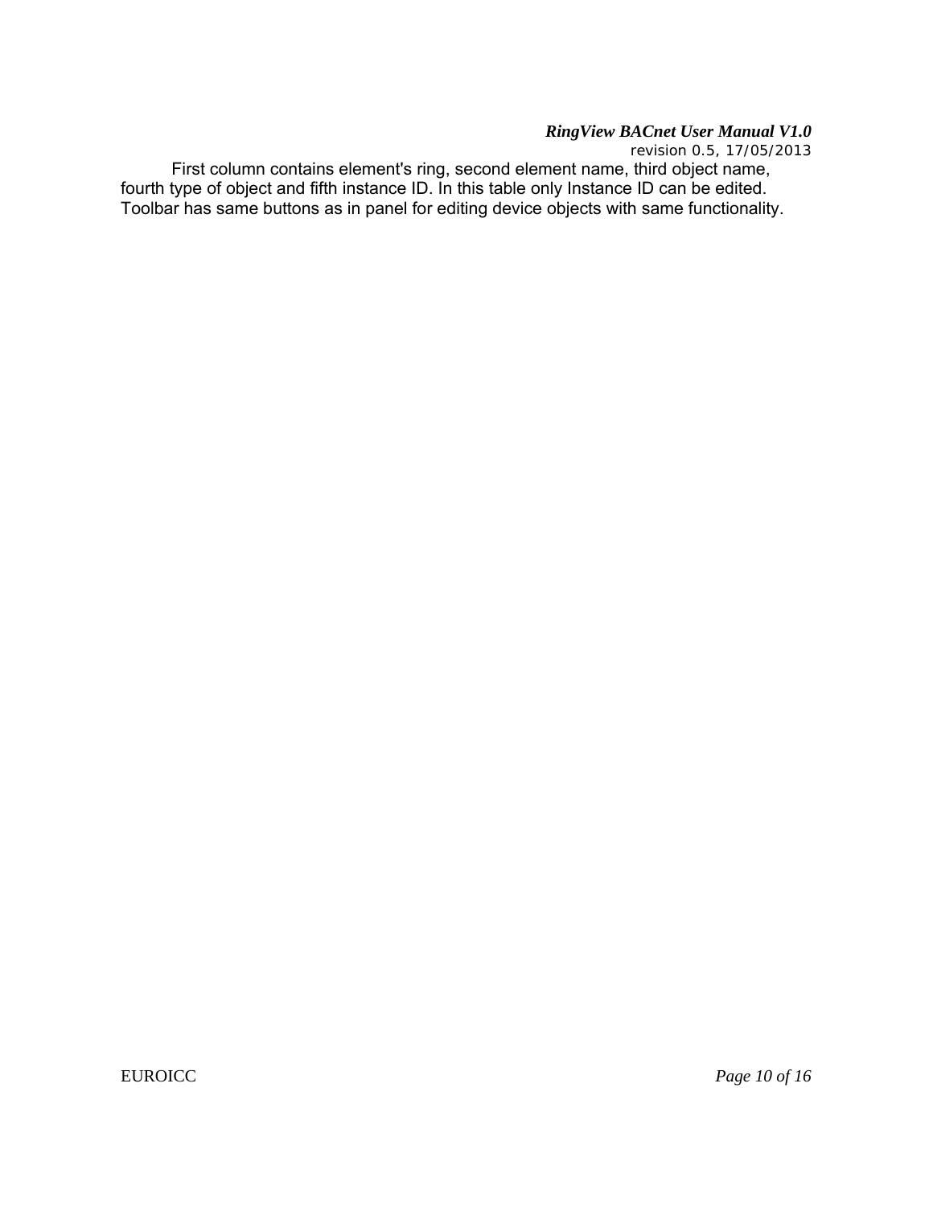First column contains element's ring, second element name, third object name, fourth type of object and fifth instance ID. In this table only Instance ID can be edited. Toolbar has same buttons as in panel for editing device objects with same functionality.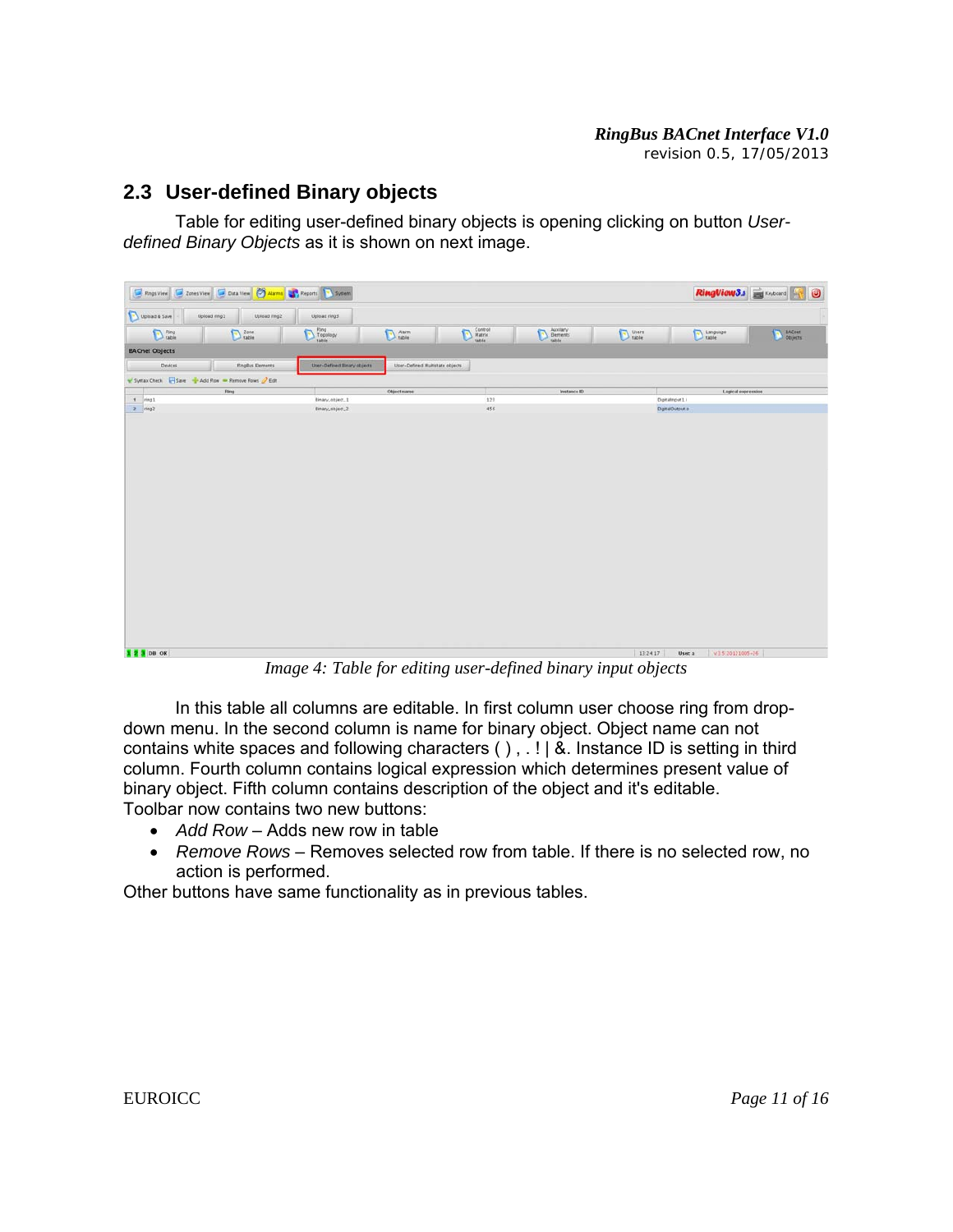## 2.3 User-defined Binary objects

Table for editing user-defined binary objects is opening clicking on button *User-defined Binary Objects* as it is shown on next image.

*Image 4: Table for editing user-defined binary input objects*

In this table all columns are editable. In first column user choose ring from drop-down menu. In the second column is name for binary object. Object name can not contains white spaces and following characters ( ) , . ! | &. Instance ID is setting in third column. Fourth column contains logical expression which determines present value of binary object. Fifth column contains description of the object and it's editable.
Toolbar now contains two new buttons:

- *Add Row* – Adds new row in table
- *Remove Rows* – Removes selected row from table. If there is no selected row, no action is performed.

Other buttons have same functionality as in previous tables.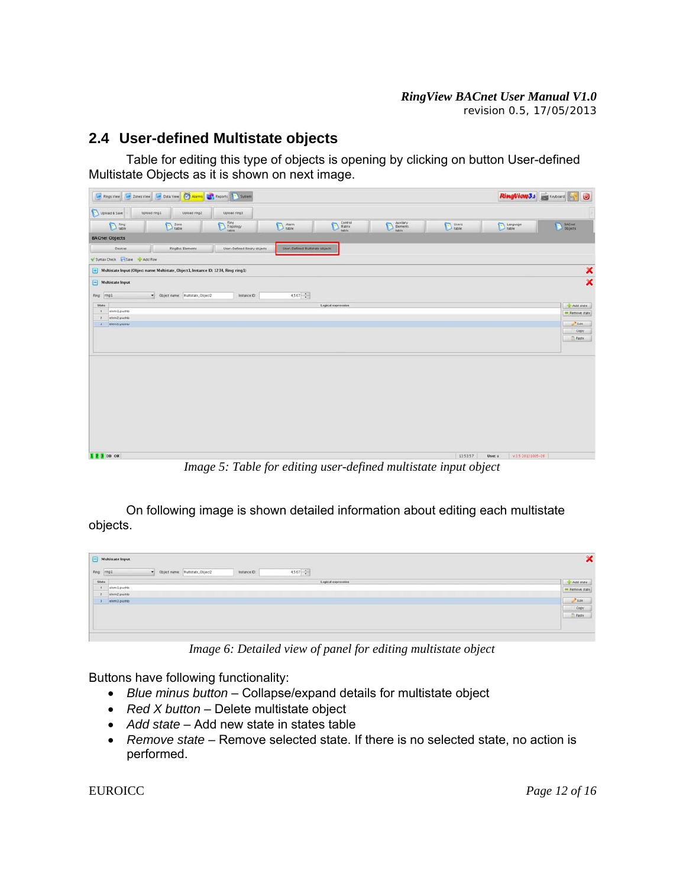## 2.4 User-defined Multistate objects

Table for editing this type of objects is opening by clicking on button User-defined Multistate Objects as it is shown on next image.

*Image 5: Table for editing user-defined multistate input object*

On following image is shown detailed information about editing each multistate objects.

*Image 6: Detailed view of panel for editing multistate object*

Buttons have following functionality:

- *Blue minus button* – Collapse/expand details for multistate object
- *Red X button* – Delete multistate object
- *Add state* – Add new state in states table
- *Remove state* – Remove selected state. If there is no selected state, no action is performed.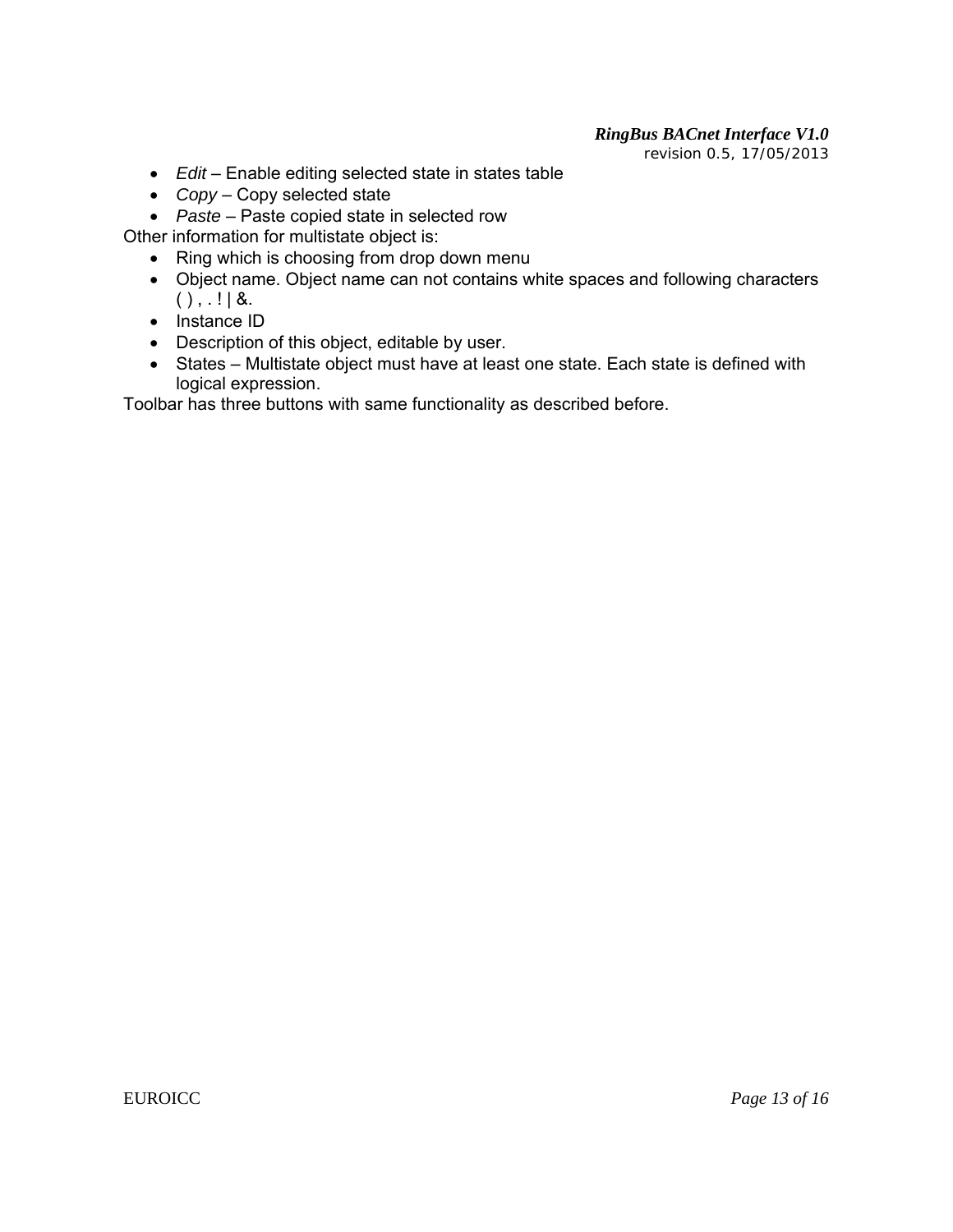- *Edit* – Enable editing selected state in states table
- *Copy* – Copy selected state
- *Paste* – Paste copied state in selected row

Other information for multistate object is:

- Ring which is choosing from drop down menu
- Object name. Object name can not contains white spaces and following characters ( ) , . ! | &.
- Instance ID
- Description of this object, editable by user.
- States – Multistate object must have at least one state. Each state is defined with logical expression.

Toolbar has three buttons with same functionality as described before.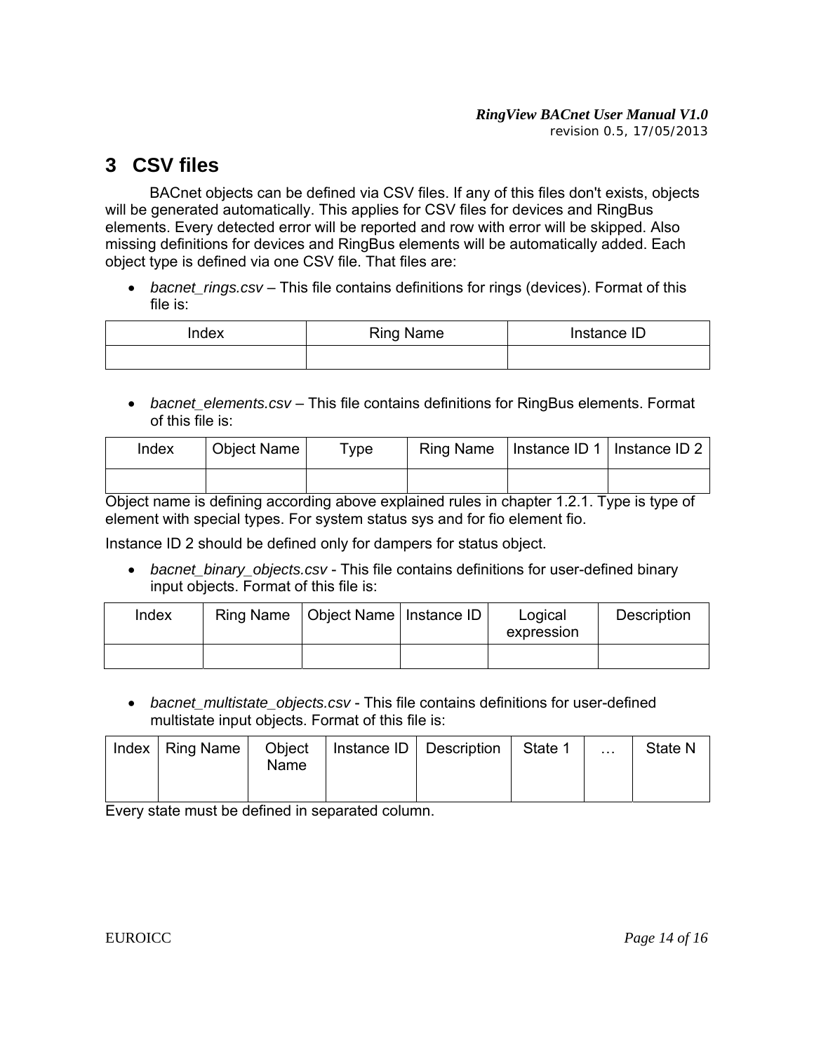# 3 CSV files

BACnet objects can be defined via CSV files. If any of this files don't exists, objects will be generated automatically. This applies for CSV files for devices and RingBus elements. Every detected error will be reported and row with error will be skipped. Also missing definitions for devices and RingBus elements will be automatically added. Each object type is defined via one CSV file. That files are:

- *bacnet_rings.csv* – This file contains definitions for rings (devices). Format of this file is:

| Index | Ring Name | Instance ID |
|---|---|---|
| | | |

- *bacnet_elements.csv* – This file contains definitions for RingBus elements. Format of this file is:

| Index | Object Name | Type | Ring Name | Instance ID 1 | Instance ID 2 |
|---|---|---|---|---|---|
| | | | | | |

Object name is defining according above explained rules in chapter 1.2.1. Type is type of element with special types. For system status sys and for fio element fio.

Instance ID 2 should be defined only for dampers for status object.

- *bacnet_binary_objects.csv* - This file contains definitions for user-defined binary input objects. Format of this file is:

| Index | Ring Name | Object Name | Instance ID | Logical expression | Description |
|---|---|---|---|---|---|
| | | | | | |

- *bacnet_multistate_objects.csv* - This file contains definitions for user-defined multistate input objects. Format of this file is:

| Index | Ring Name | Object Name | Instance ID | Description | State 1 | … | State N |
|---|---|---|---|---|---|---|---|

Every state must be defined in separated column.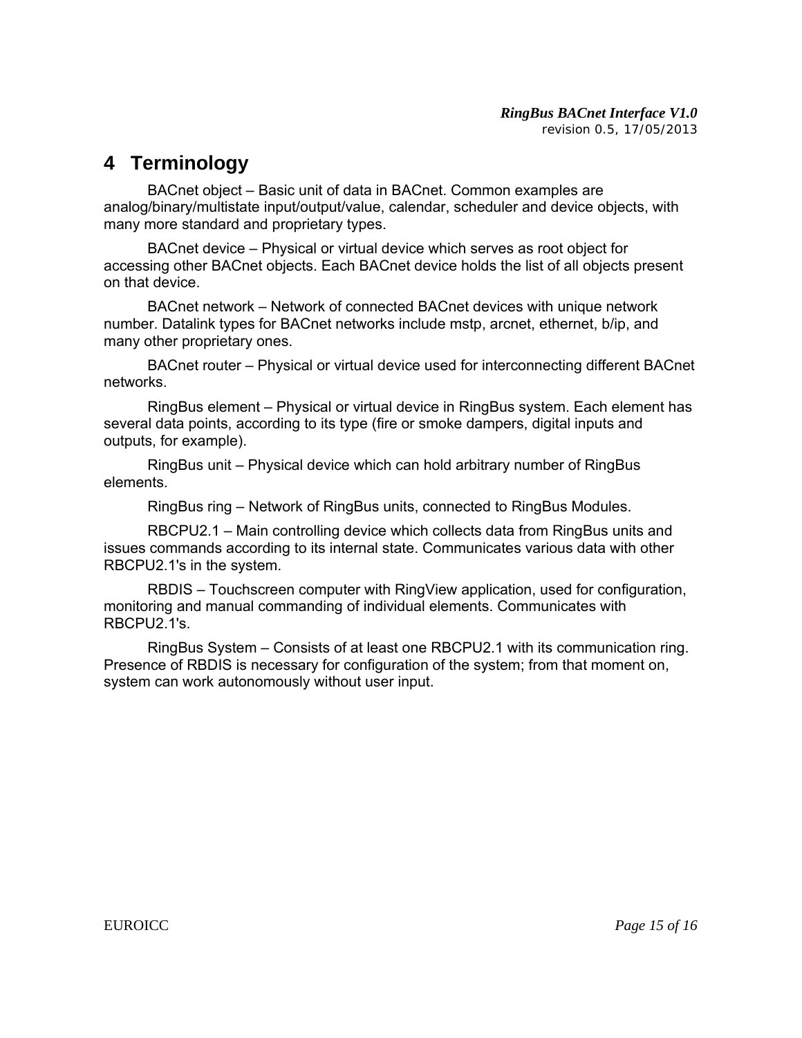# 4 Terminology

BACnet object – Basic unit of data in BACnet. Common examples are analog/binary/multistate input/output/value, calendar, scheduler and device objects, with many more standard and proprietary types.

BACnet device – Physical or virtual device which serves as root object for accessing other BACnet objects. Each BACnet device holds the list of all objects present on that device.

BACnet network – Network of connected BACnet devices with unique network number. Datalink types for BACnet networks include mstp, arcnet, ethernet, b/ip, and many other proprietary ones.

BACnet router – Physical or virtual device used for interconnecting different BACnet networks.

RingBus element – Physical or virtual device in RingBus system. Each element has several data points, according to its type (fire or smoke dampers, digital inputs and outputs, for example).

RingBus unit – Physical device which can hold arbitrary number of RingBus elements.

RingBus ring – Network of RingBus units, connected to RingBus Modules.

RBCPU2.1 – Main controlling device which collects data from RingBus units and issues commands according to its internal state. Communicates various data with other RBCPU2.1's in the system.

RBDIS – Touchscreen computer with RingView application, used for configuration, monitoring and manual commanding of individual elements. Communicates with RBCPU2.1's.

RingBus System – Consists of at least one RBCPU2.1 with its communication ring. Presence of RBDIS is necessary for configuration of the system; from that moment on, system can work autonomously without user input.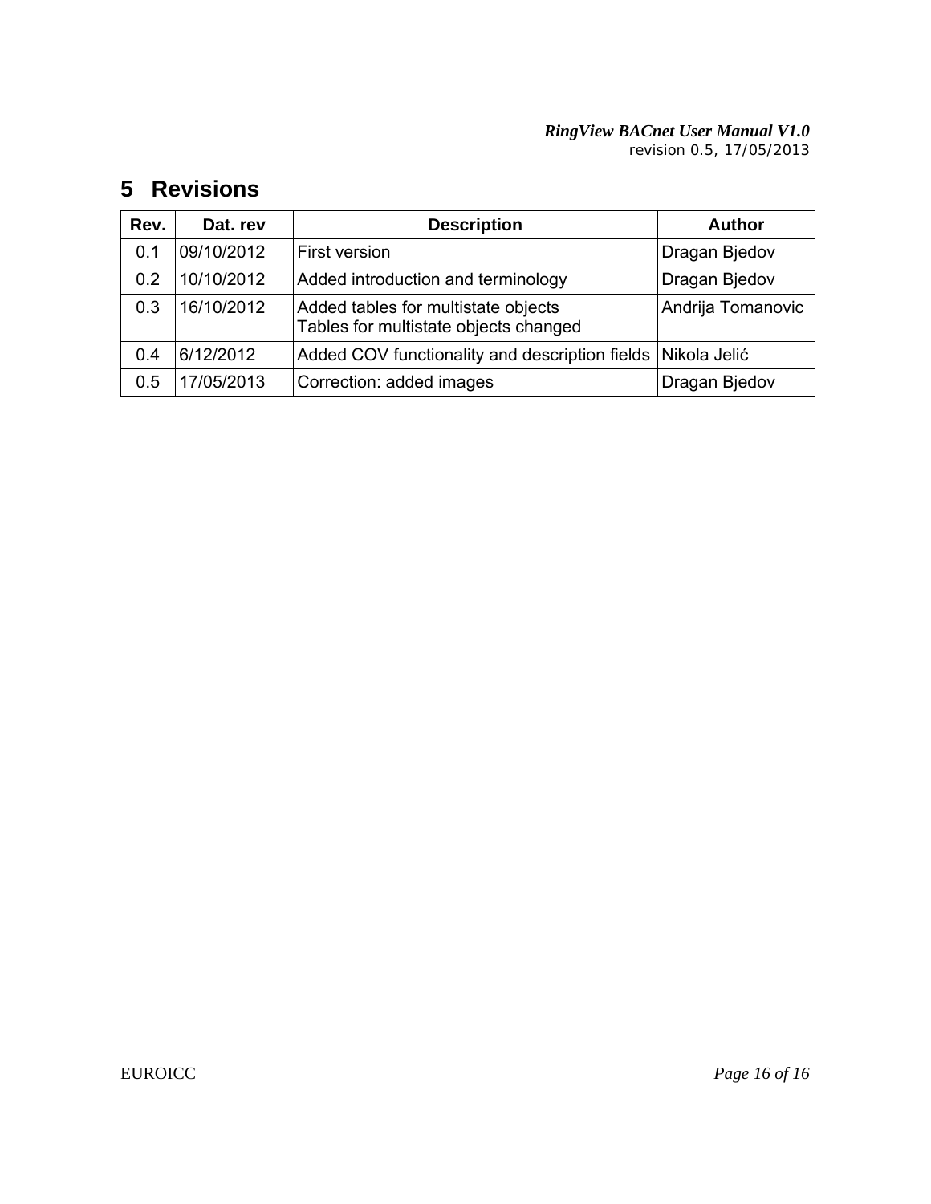# 5 Revisions

| Rev. | Dat. rev | Description | Author |
|---|---|---|---|
| 0.1 | 09/10/2012 | First version | Dragan Bjedov |
| 0.2 | 10/10/2012 | Added introduction and terminology | Dragan Bjedov |
| 0.3 | 16/10/2012 | Added tables for multistate objects<br>Tables for multistate objects changed | Andrija Tomanovic |
| 0.4 | 6/12/2012 | Added COV functionality and description fields | Nikola Jelić |
| 0.5 | 17/05/2013 | Correction: added images | Dragan Bjedov |